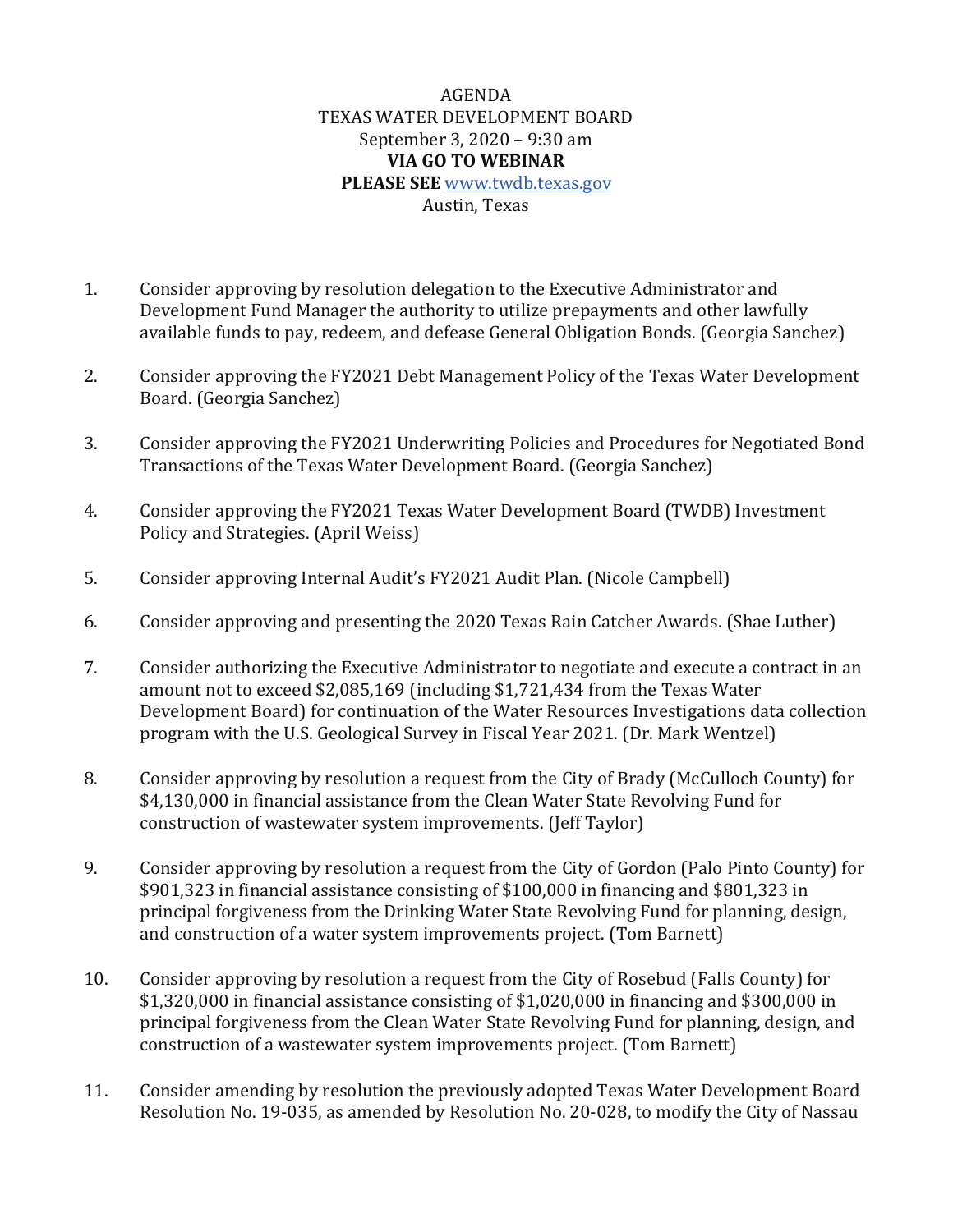AGENDA
TEXAS WATER DEVELOPMENT BOARD
September 3, 2020 – 9:30 am
**VIA GO TO WEBINAR**
**PLEASE SEE** www.twdb.texas.gov
Austin, Texas

1. Consider approving by resolution delegation to the Executive Administrator and Development Fund Manager the authority to utilize prepayments and other lawfully available funds to pay, redeem, and defease General Obligation Bonds. (Georgia Sanchez)

2. Consider approving the FY2021 Debt Management Policy of the Texas Water Development Board. (Georgia Sanchez)

3. Consider approving the FY2021 Underwriting Policies and Procedures for Negotiated Bond Transactions of the Texas Water Development Board. (Georgia Sanchez)

4. Consider approving the FY2021 Texas Water Development Board (TWDB) Investment Policy and Strategies. (April Weiss)

5. Consider approving Internal Audit's FY2021 Audit Plan. (Nicole Campbell)

6. Consider approving and presenting the 2020 Texas Rain Catcher Awards. (Shae Luther)

7. Consider authorizing the Executive Administrator to negotiate and execute a contract in an amount not to exceed $2,085,169 (including $1,721,434 from the Texas Water Development Board) for continuation of the Water Resources Investigations data collection program with the U.S. Geological Survey in Fiscal Year 2021. (Dr. Mark Wentzel)

8. Consider approving by resolution a request from the City of Brady (McCulloch County) for $4,130,000 in financial assistance from the Clean Water State Revolving Fund for construction of wastewater system improvements. (Jeff Taylor)

9. Consider approving by resolution a request from the City of Gordon (Palo Pinto County) for $901,323 in financial assistance consisting of $100,000 in financing and $801,323 in principal forgiveness from the Drinking Water State Revolving Fund for planning, design, and construction of a water system improvements project. (Tom Barnett)

10. Consider approving by resolution a request from the City of Rosebud (Falls County) for $1,320,000 in financial assistance consisting of $1,020,000 in financing and $300,000 in principal forgiveness from the Clean Water State Revolving Fund for planning, design, and construction of a wastewater system improvements project. (Tom Barnett)

11. Consider amending by resolution the previously adopted Texas Water Development Board Resolution No. 19-035, as amended by Resolution No. 20-028, to modify the City of Nassau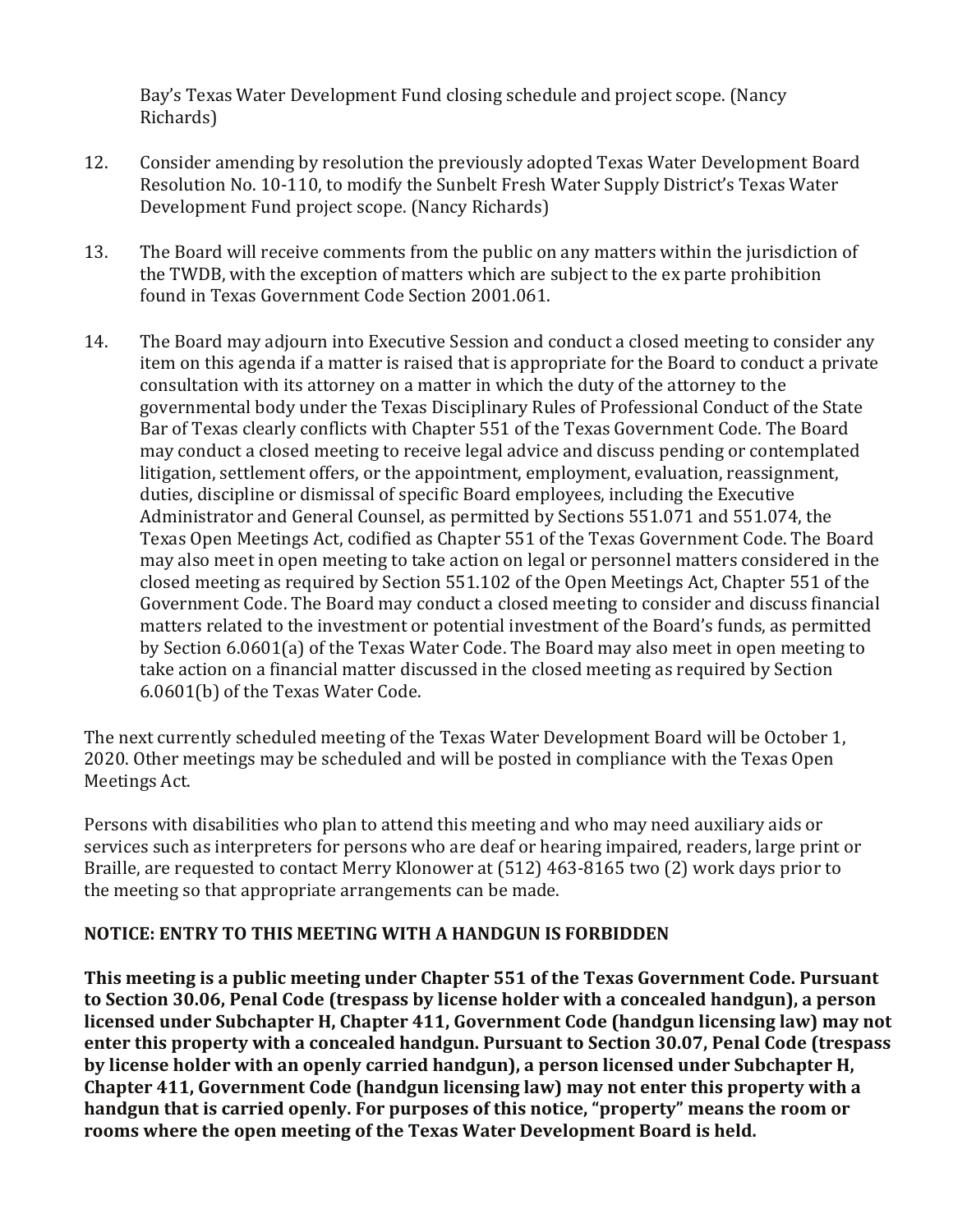Bay's Texas Water Development Fund closing schedule and project scope. (Nancy Richards)

12. Consider amending by resolution the previously adopted Texas Water Development Board Resolution No. 10-110, to modify the Sunbelt Fresh Water Supply District's Texas Water Development Fund project scope. (Nancy Richards)

13. The Board will receive comments from the public on any matters within the jurisdiction of the TWDB, with the exception of matters which are subject to the ex parte prohibition found in Texas Government Code Section 2001.061.

14. The Board may adjourn into Executive Session and conduct a closed meeting to consider any item on this agenda if a matter is raised that is appropriate for the Board to conduct a private consultation with its attorney on a matter in which the duty of the attorney to the governmental body under the Texas Disciplinary Rules of Professional Conduct of the State Bar of Texas clearly conflicts with Chapter 551 of the Texas Government Code. The Board may conduct a closed meeting to receive legal advice and discuss pending or contemplated litigation, settlement offers, or the appointment, employment, evaluation, reassignment, duties, discipline or dismissal of specific Board employees, including the Executive Administrator and General Counsel, as permitted by Sections 551.071 and 551.074, the Texas Open Meetings Act, codified as Chapter 551 of the Texas Government Code. The Board may also meet in open meeting to take action on legal or personnel matters considered in the closed meeting as required by Section 551.102 of the Open Meetings Act, Chapter 551 of the Government Code. The Board may conduct a closed meeting to consider and discuss financial matters related to the investment or potential investment of the Board's funds, as permitted by Section 6.0601(a) of the Texas Water Code. The Board may also meet in open meeting to take action on a financial matter discussed in the closed meeting as required by Section 6.0601(b) of the Texas Water Code.

The next currently scheduled meeting of the Texas Water Development Board will be October 1, 2020. Other meetings may be scheduled and will be posted in compliance with the Texas Open Meetings Act.

Persons with disabilities who plan to attend this meeting and who may need auxiliary aids or services such as interpreters for persons who are deaf or hearing impaired, readers, large print or Braille, are requested to contact Merry Klonower at (512) 463-8165 two (2) work days prior to the meeting so that appropriate arrangements can be made.

**NOTICE: ENTRY TO THIS MEETING WITH A HANDGUN IS FORBIDDEN**

**This meeting is a public meeting under Chapter 551 of the Texas Government Code. Pursuant to Section 30.06, Penal Code (trespass by license holder with a concealed handgun), a person licensed under Subchapter H, Chapter 411, Government Code (handgun licensing law) may not enter this property with a concealed handgun. Pursuant to Section 30.07, Penal Code (trespass by license holder with an openly carried handgun), a person licensed under Subchapter H, Chapter 411, Government Code (handgun licensing law) may not enter this property with a handgun that is carried openly. For purposes of this notice, "property" means the room or rooms where the open meeting of the Texas Water Development Board is held.**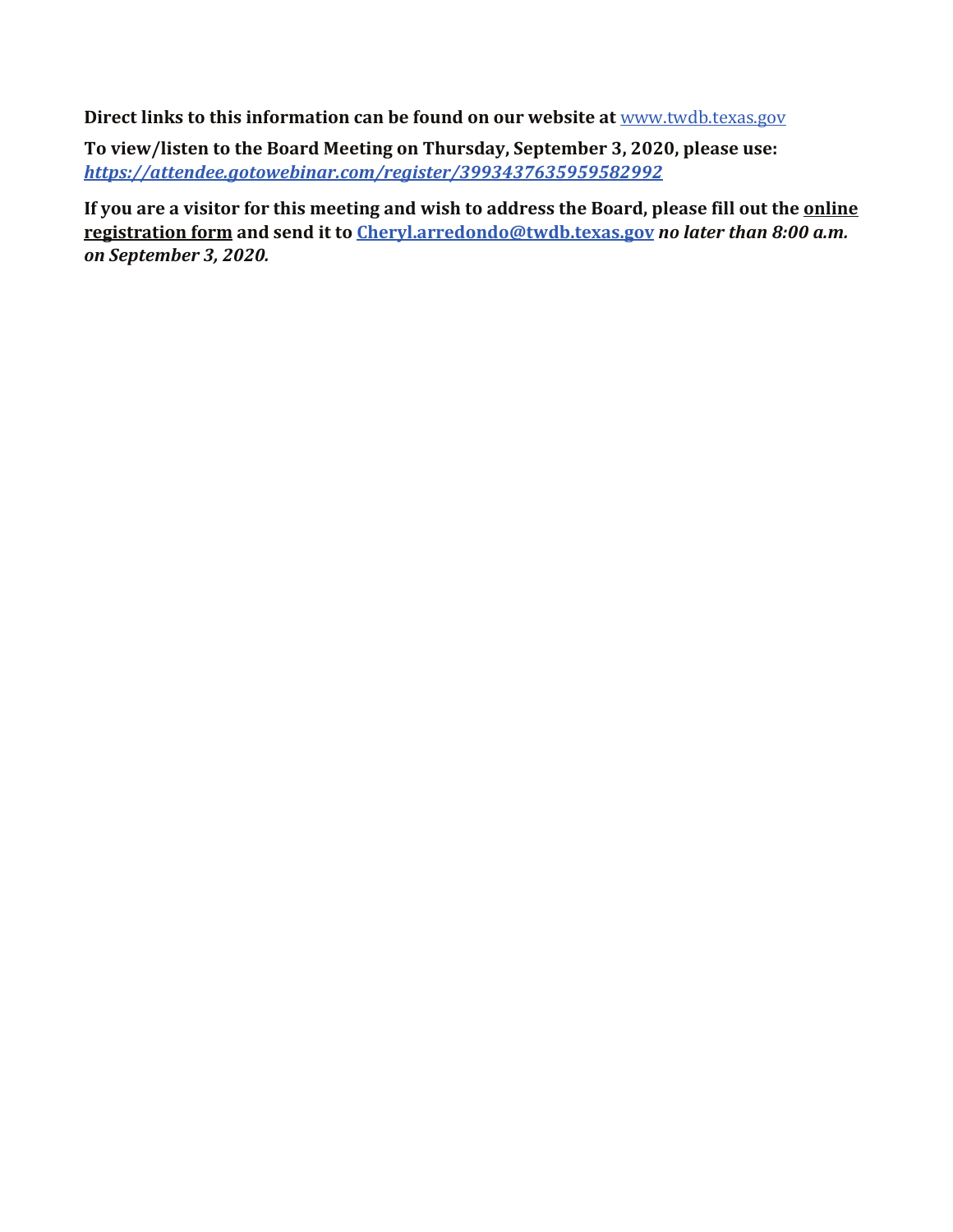**Direct links to this information can be found on our website at** [www.twdb.texas.gov](http://www.twdb.texas.gov)

**To view/listen to the Board Meeting on Thursday, September 3, 2020, please use:** ***[https://attendee.gotowebinar.com/register/3993437635959582992](https://attendee.gotowebinar.com/register/3993437635959582992)***

**If you are a visitor for this meeting and wish to address the Board, please fill out the online registration form and send it to [Cheryl.arredondo@twdb.texas.gov](mailto:Cheryl.arredondo@twdb.texas.gov)** ***no later than 8:00 a.m. on September 3, 2020.***